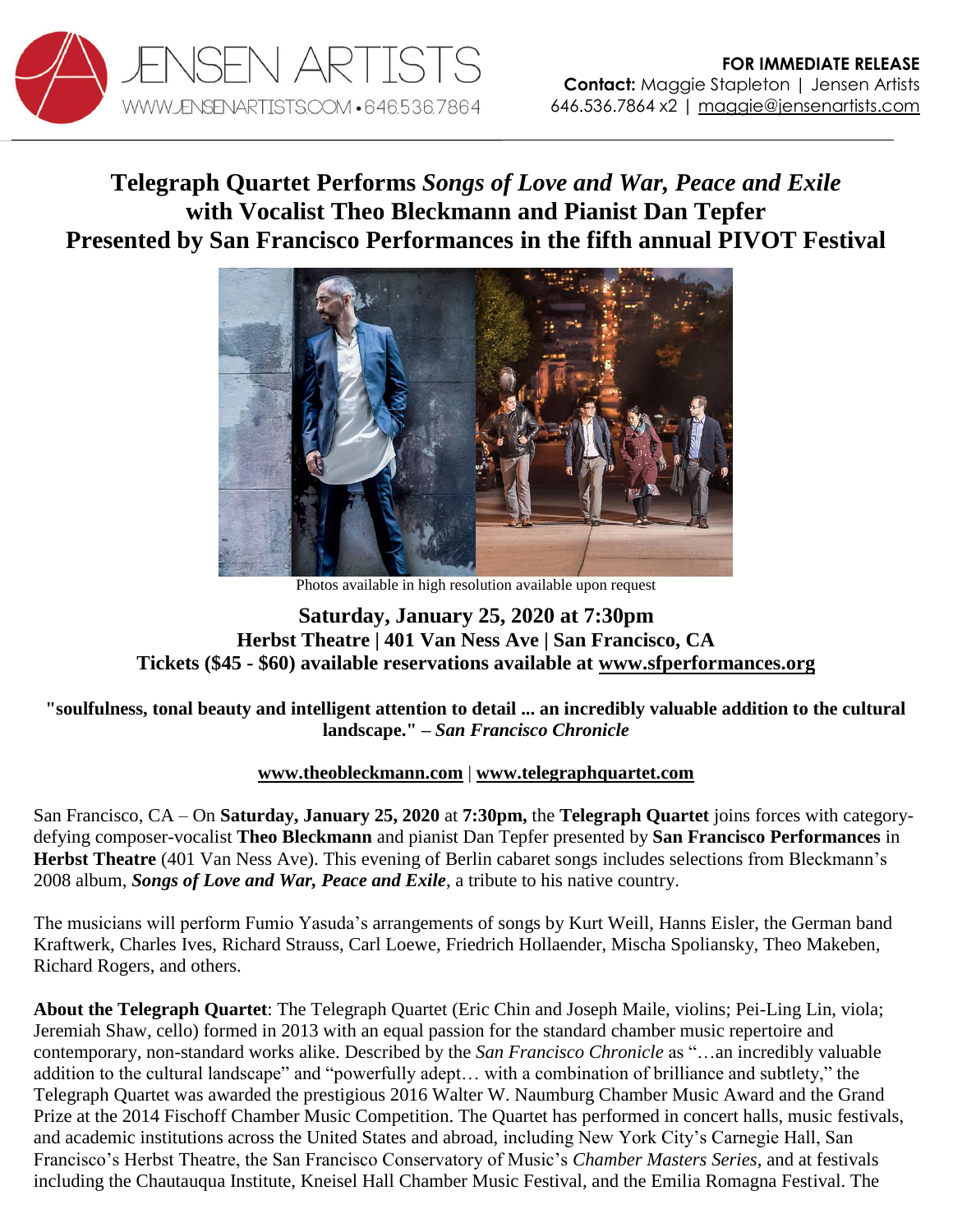JENSEN ARTISTS
WWW.JENSENARTISTS.COM • 646.536.7864

**FOR IMMEDIATE RELEASE**
**Contact:** Maggie Stapleton | Jensen Artists
646.536.7864 x2 | maggie@jensenartists.com

# Telegraph Quartet Performs *Songs of Love and War, Peace and Exile* with Vocalist Theo Bleckmann and Pianist Dan Tepfer Presented by San Francisco Performances in the fifth annual PIVOT Festival

Photos available in high resolution available upon request

### Saturday, January 25, 2020 at 7:30pm
### Herbst Theatre | 401 Van Ness Ave | San Francisco, CA
### Tickets ($45 - $60) available reservations available at www.sfperformances.org

**"soulfulness, tonal beauty and intelligent attention to detail ... an incredibly valuable addition to the cultural landscape." – *San Francisco Chronicle***

**www.theobleckmann.com** | **www.telegraphquartet.com**

San Francisco, CA – On **Saturday, January 25, 2020** at **7:30pm,** the **Telegraph Quartet** joins forces with category-defying composer-vocalist **Theo Bleckmann** and pianist Dan Tepfer presented by **San Francisco Performances** in **Herbst Theatre** (401 Van Ness Ave). This evening of Berlin cabaret songs includes selections from Bleckmann's 2008 album, ***Songs of Love and War, Peace and Exile***, a tribute to his native country.

The musicians will perform Fumio Yasuda's arrangements of songs by Kurt Weill, Hanns Eisler, the German band Kraftwerk, Charles Ives, Richard Strauss, Carl Loewe, Friedrich Hollaender, Mischa Spoliansky, Theo Makeben, Richard Rogers, and others.

**About the Telegraph Quartet**: The Telegraph Quartet (Eric Chin and Joseph Maile, violins; Pei-Ling Lin, viola; Jeremiah Shaw, cello) formed in 2013 with an equal passion for the standard chamber music repertoire and contemporary, non-standard works alike. Described by the *San Francisco Chronicle* as "…an incredibly valuable addition to the cultural landscape" and "powerfully adept… with a combination of brilliance and subtlety," the Telegraph Quartet was awarded the prestigious 2016 Walter W. Naumburg Chamber Music Award and the Grand Prize at the 2014 Fischoff Chamber Music Competition. The Quartet has performed in concert halls, music festivals, and academic institutions across the United States and abroad, including New York City's Carnegie Hall, San Francisco's Herbst Theatre, the San Francisco Conservatory of Music's *Chamber Masters Series,* and at festivals including the Chautauqua Institute, Kneisel Hall Chamber Music Festival, and the Emilia Romagna Festival. The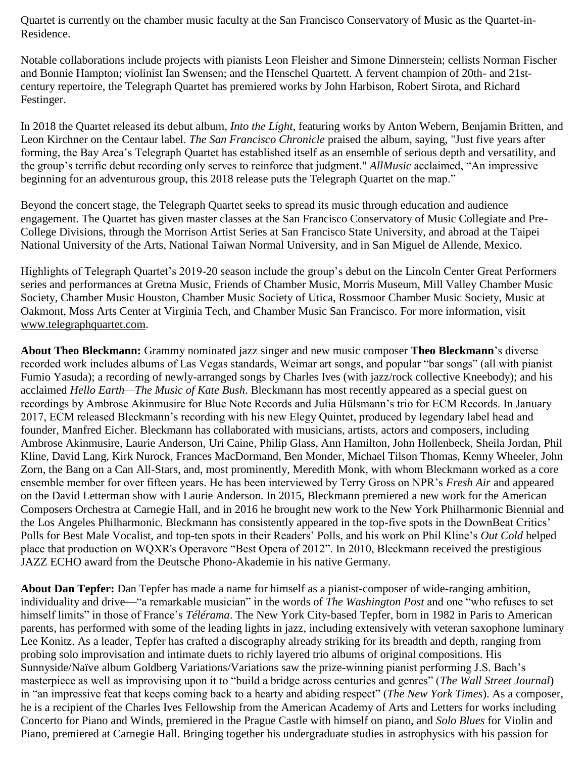Quartet is currently on the chamber music faculty at the San Francisco Conservatory of Music as the Quartet-in-Residence.

Notable collaborations include projects with pianists Leon Fleisher and Simone Dinnerstein; cellists Norman Fischer and Bonnie Hampton; violinist Ian Swensen; and the Henschel Quartett. A fervent champion of 20th- and 21st-century repertoire, the Telegraph Quartet has premiered works by John Harbison, Robert Sirota, and Richard Festinger.

In 2018 the Quartet released its debut album, *Into the Light*, featuring works by Anton Webern, Benjamin Britten, and Leon Kirchner on the Centaur label. *The San Francisco Chronicle* praised the album, saying, "Just five years after forming, the Bay Area's Telegraph Quartet has established itself as an ensemble of serious depth and versatility, and the group's terrific debut recording only serves to reinforce that judgment." *AllMusic* acclaimed, "An impressive beginning for an adventurous group, this 2018 release puts the Telegraph Quartet on the map."

Beyond the concert stage, the Telegraph Quartet seeks to spread its music through education and audience engagement. The Quartet has given master classes at the San Francisco Conservatory of Music Collegiate and Pre-College Divisions, through the Morrison Artist Series at San Francisco State University, and abroad at the Taipei National University of the Arts, National Taiwan Normal University, and in San Miguel de Allende, Mexico.

Highlights of Telegraph Quartet's 2019-20 season include the group's debut on the Lincoln Center Great Performers series and performances at Gretna Music, Friends of Chamber Music, Morris Museum, Mill Valley Chamber Music Society, Chamber Music Houston, Chamber Music Society of Utica, Rossmoor Chamber Music Society, Music at Oakmont, Moss Arts Center at Virginia Tech, and Chamber Music San Francisco. For more information, visit www.telegraphquartet.com.

**About Theo Bleckmann:** Grammy nominated jazz singer and new music composer **Theo Bleckmann**'s diverse recorded work includes albums of Las Vegas standards, Weimar art songs, and popular "bar songs" (all with pianist Fumio Yasuda); a recording of newly-arranged songs by Charles Ives (with jazz/rock collective Kneebody); and his acclaimed *Hello Earth—The Music of Kate Bush*. Bleckmann has most recently appeared as a special guest on recordings by Ambrose Akinmusire for Blue Note Records and Julia Hülsmann's trio for ECM Records. In January 2017, ECM released Bleckmann's recording with his new Elegy Quintet, produced by legendary label head and founder, Manfred Eicher. Bleckmann has collaborated with musicians, artists, actors and composers, including Ambrose Akinmusire, Laurie Anderson, Uri Caine, Philip Glass, Ann Hamilton, John Hollenbeck, Sheila Jordan, Phil Kline, David Lang, Kirk Nurock, Frances MacDormand, Ben Monder, Michael Tilson Thomas, Kenny Wheeler, John Zorn, the Bang on a Can All-Stars, and, most prominently, Meredith Monk, with whom Bleckmann worked as a core ensemble member for over fifteen years. He has been interviewed by Terry Gross on NPR's *Fresh Air* and appeared on the David Letterman show with Laurie Anderson. In 2015, Bleckmann premiered a new work for the American Composers Orchestra at Carnegie Hall, and in 2016 he brought new work to the New York Philharmonic Biennial and the Los Angeles Philharmonic. Bleckmann has consistently appeared in the top-five spots in the DownBeat Critics' Polls for Best Male Vocalist, and top-ten spots in their Readers' Polls, and his work on Phil Kline's *Out Cold* helped place that production on WQXR's Operavore "Best Opera of 2012". In 2010, Bleckmann received the prestigious JAZZ ECHO award from the Deutsche Phono-Akademie in his native Germany.

**About Dan Tepfer:** Dan Tepfer has made a name for himself as a pianist-composer of wide-ranging ambition, individuality and drive—"a remarkable musician" in the words of *The Washington Post* and one "who refuses to set himself limits" in those of France's *Télérama*. The New York City-based Tepfer, born in 1982 in Paris to American parents, has performed with some of the leading lights in jazz, including extensively with veteran saxophone luminary Lee Konitz. As a leader, Tepfer has crafted a discography already striking for its breadth and depth, ranging from probing solo improvisation and intimate duets to richly layered trio albums of original compositions. His Sunnyside/Naïve album Goldberg Variations/Variations saw the prize-winning pianist performing J.S. Bach's masterpiece as well as improvising upon it to "build a bridge across centuries and genres" (*The Wall Street Journal*) in "an impressive feat that keeps coming back to a hearty and abiding respect" (*The New York Times*). As a composer, he is a recipient of the Charles Ives Fellowship from the American Academy of Arts and Letters for works including Concerto for Piano and Winds, premiered in the Prague Castle with himself on piano, and *Solo Blues* for Violin and Piano, premiered at Carnegie Hall. Bringing together his undergraduate studies in astrophysics with his passion for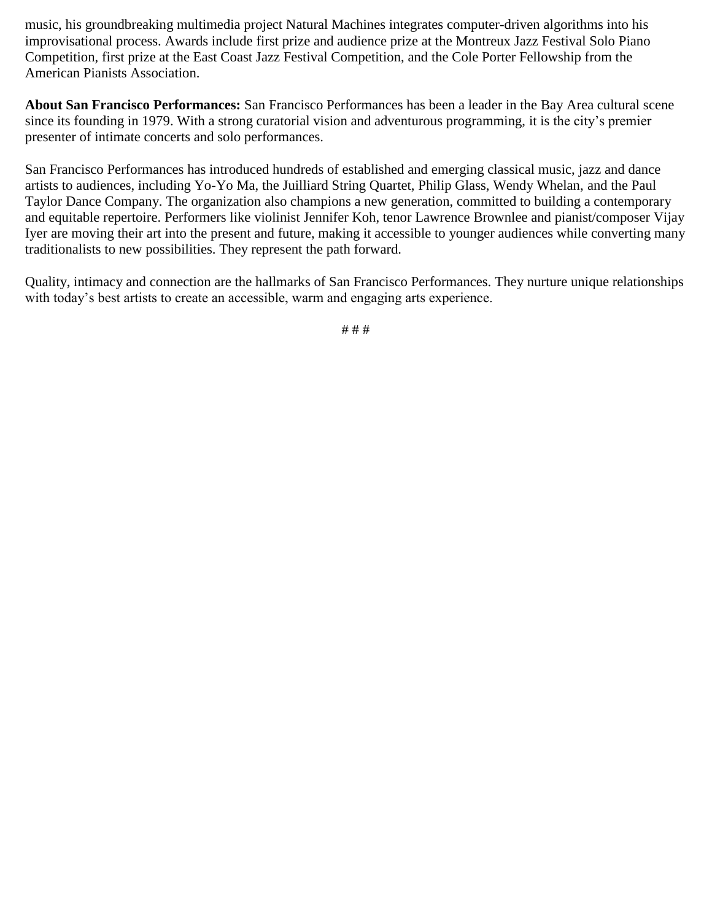music, his groundbreaking multimedia project Natural Machines integrates computer-driven algorithms into his improvisational process. Awards include first prize and audience prize at the Montreux Jazz Festival Solo Piano Competition, first prize at the East Coast Jazz Festival Competition, and the Cole Porter Fellowship from the American Pianists Association.

**About San Francisco Performances:** San Francisco Performances has been a leader in the Bay Area cultural scene since its founding in 1979. With a strong curatorial vision and adventurous programming, it is the city's premier presenter of intimate concerts and solo performances.

San Francisco Performances has introduced hundreds of established and emerging classical music, jazz and dance artists to audiences, including Yo-Yo Ma, the Juilliard String Quartet, Philip Glass, Wendy Whelan, and the Paul Taylor Dance Company. The organization also champions a new generation, committed to building a contemporary and equitable repertoire. Performers like violinist Jennifer Koh, tenor Lawrence Brownlee and pianist/composer Vijay Iyer are moving their art into the present and future, making it accessible to younger audiences while converting many traditionalists to new possibilities. They represent the path forward.

Quality, intimacy and connection are the hallmarks of San Francisco Performances. They nurture unique relationships with today's best artists to create an accessible, warm and engaging arts experience.

# # #